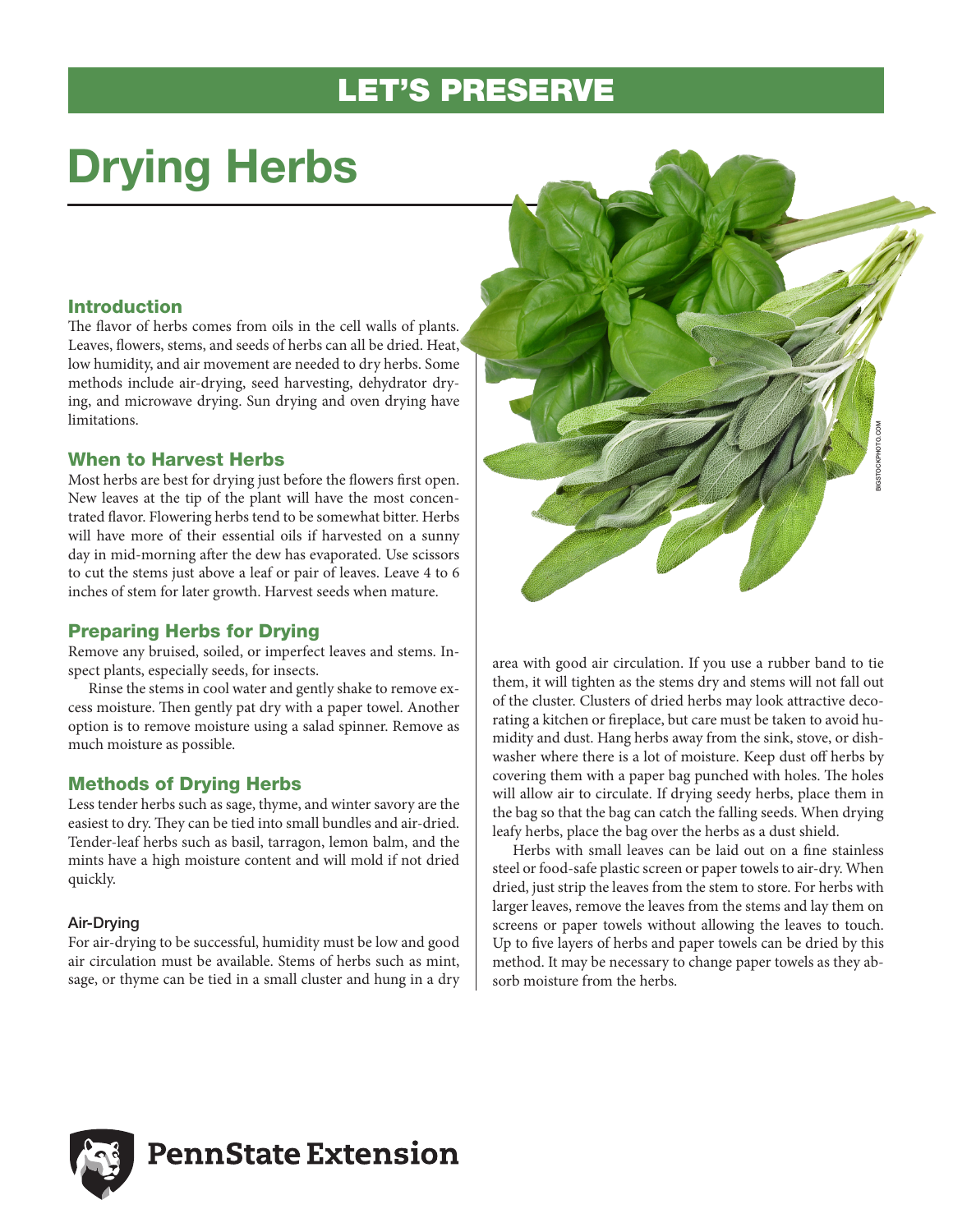LET'S PRESERVE

# Drying Herbs

## Introduction

The flavor of herbs comes from oils in the cell walls of plants. Leaves, flowers, stems, and seeds of herbs can all be dried. Heat, low humidity, and air movement are needed to dry herbs. Some methods include air-drying, seed harvesting, dehydrator drying, and microwave drying. Sun drying and oven drying have limitations.

## When to Harvest Herbs

Most herbs are best for drying just before the flowers first open. New leaves at the tip of the plant will have the most concentrated flavor. Flowering herbs tend to be somewhat bitter. Herbs will have more of their essential oils if harvested on a sunny day in mid-morning after the dew has evaporated. Use scissors to cut the stems just above a leaf or pair of leaves. Leave 4 to 6 inches of stem for later growth. Harvest seeds when mature.

## Preparing Herbs for Drying

Remove any bruised, soiled, or imperfect leaves and stems. Inspect plants, especially seeds, for insects.

Rinse the stems in cool water and gently shake to remove excess moisture. Then gently pat dry with a paper towel. Another option is to remove moisture using a salad spinner. Remove as much moisture as possible.

## Methods of Drying Herbs

Less tender herbs such as sage, thyme, and winter savory are the easiest to dry. They can be tied into small bundles and air-dried. Tender-leaf herbs such as basil, tarragon, lemon balm, and the mints have a high moisture content and will mold if not dried quickly.

### Air-Drying

For air-drying to be successful, humidity must be low and good air circulation must be available. Stems of herbs such as mint, sage, or thyme can be tied in a small cluster and hung in a dry area with good air circulation. If you use a rubber band to tie them, it will tighten as the stems dry and stems will not fall out of the cluster. Clusters of dried herbs may look attractive decorating a kitchen or fireplace, but care must be taken to avoid humidity and dust. Hang herbs away from the sink, stove, or dishwasher where there is a lot of moisture. Keep dust off herbs by covering them with a paper bag punched with holes. The holes will allow air to circulate. If drying seedy herbs, place them in the bag so that the bag can catch the falling seeds. When drying leafy herbs, place the bag over the herbs as a dust shield.

Herbs with small leaves can be laid out on a fine stainless steel or food-safe plastic screen or paper towels to air-dry. When dried, just strip the leaves from the stem to store. For herbs with larger leaves, remove the leaves from the stems and lay them on screens or paper towels without allowing the leaves to touch. Up to five layers of herbs and paper towels can be dried by this method. It may be necessary to change paper towels as they absorb moisture from the herbs.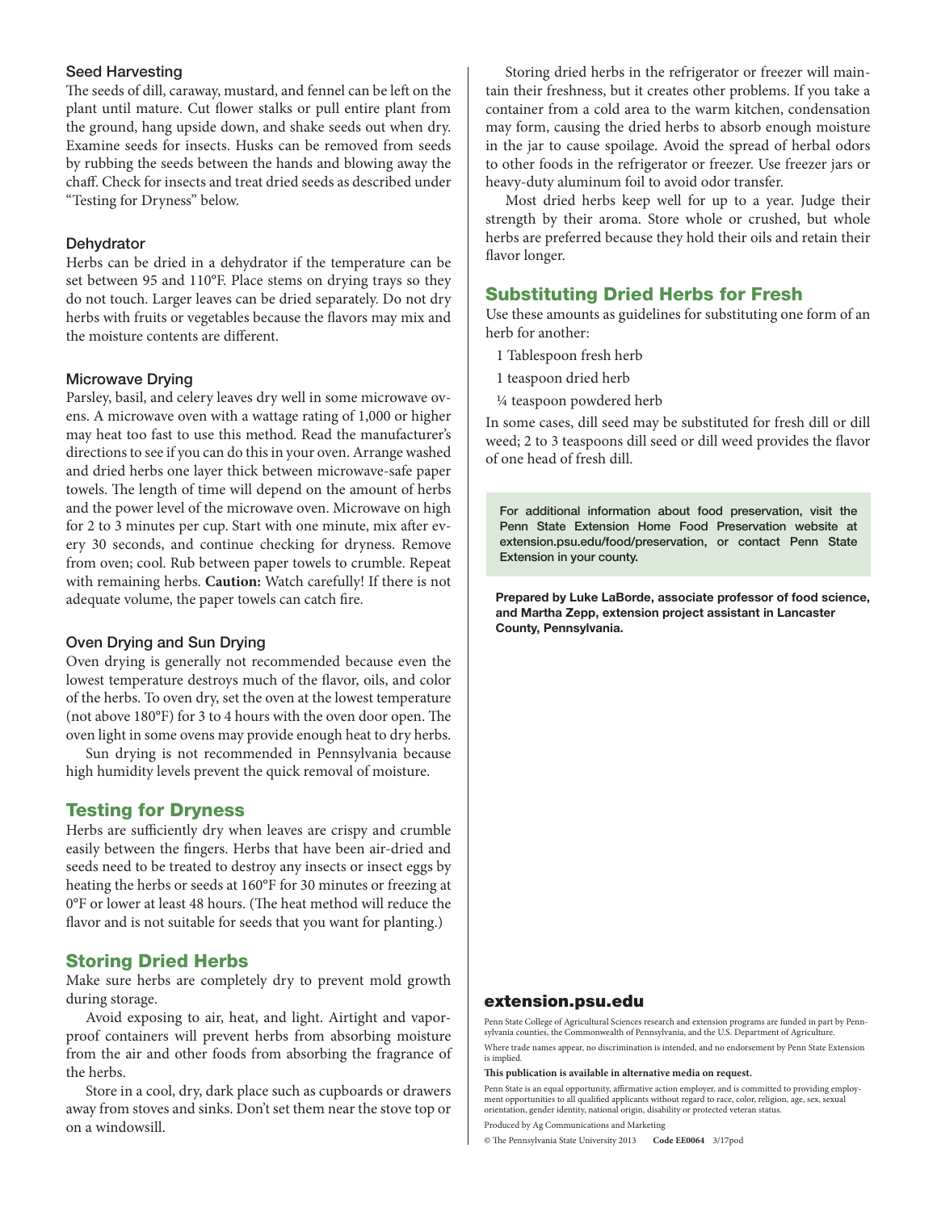### Seed Harvesting

The seeds of dill, caraway, mustard, and fennel can be left on the plant until mature. Cut flower stalks or pull entire plant from the ground, hang upside down, and shake seeds out when dry. Examine seeds for insects. Husks can be removed from seeds by rubbing the seeds between the hands and blowing away the chaff. Check for insects and treat dried seeds as described under "Testing for Dryness" below.

### Dehydrator

Herbs can be dried in a dehydrator if the temperature can be set between 95 and 110°F. Place stems on drying trays so they do not touch. Larger leaves can be dried separately. Do not dry herbs with fruits or vegetables because the flavors may mix and the moisture contents are different.

### Microwave Drying

Parsley, basil, and celery leaves dry well in some microwave ovens. A microwave oven with a wattage rating of 1,000 or higher may heat too fast to use this method. Read the manufacturer's directions to see if you can do this in your oven. Arrange washed and dried herbs one layer thick between microwave-safe paper towels. The length of time will depend on the amount of herbs and the power level of the microwave oven. Microwave on high for 2 to 3 minutes per cup. Start with one minute, mix after every 30 seconds, and continue checking for dryness. Remove from oven; cool. Rub between paper towels to crumble. Repeat with remaining herbs. **Caution:** Watch carefully! If there is not adequate volume, the paper towels can catch fire.

### Oven Drying and Sun Drying

Oven drying is generally not recommended because even the lowest temperature destroys much of the flavor, oils, and color of the herbs. To oven dry, set the oven at the lowest temperature (not above 180°F) for 3 to 4 hours with the oven door open. The oven light in some ovens may provide enough heat to dry herbs.

Sun drying is not recommended in Pennsylvania because high humidity levels prevent the quick removal of moisture.

## Testing for Dryness

Herbs are sufficiently dry when leaves are crispy and crumble easily between the fingers. Herbs that have been air-dried and seeds need to be treated to destroy any insects or insect eggs by heating the herbs or seeds at 160°F for 30 minutes or freezing at 0°F or lower at least 48 hours. (The heat method will reduce the flavor and is not suitable for seeds that you want for planting.)

## Storing Dried Herbs

Make sure herbs are completely dry to prevent mold growth during storage.

Avoid exposing to air, heat, and light. Airtight and vapor-proof containers will prevent herbs from absorbing moisture from the air and other foods from absorbing the fragrance of the herbs.

Store in a cool, dry, dark place such as cupboards or drawers away from stoves and sinks. Don't set them near the stove top or on a windowsill.

Storing dried herbs in the refrigerator or freezer will maintain their freshness, but it creates other problems. If you take a container from a cold area to the warm kitchen, condensation may form, causing the dried herbs to absorb enough moisture in the jar to cause spoilage. Avoid the spread of herbal odors to other foods in the refrigerator or freezer. Use freezer jars or heavy-duty aluminum foil to avoid odor transfer.

Most dried herbs keep well for up to a year. Judge their strength by their aroma. Store whole or crushed, but whole herbs are preferred because they hold their oils and retain their flavor longer.

## Substituting Dried Herbs for Fresh

Use these amounts as guidelines for substituting one form of an herb for another:

1 Tablespoon fresh herb

1 teaspoon dried herb

¼ teaspoon powdered herb

In some cases, dill seed may be substituted for fresh dill or dill weed; 2 to 3 teaspoons dill seed or dill weed provides the flavor of one head of fresh dill.

**For additional information about food preservation, visit the Penn State Extension Home Food Preservation website at extension.psu.edu/food/preservation, or contact Penn State Extension in your county.**

**Prepared by Luke LaBorde, associate professor of food science, and Martha Zepp, extension project assistant in Lancaster County, Pennsylvania.**

**extension.psu.edu**

Penn State College of Agricultural Sciences research and extension programs are funded in part by Pennsylvania counties, the Commonwealth of Pennsylvania, and the U.S. Department of Agriculture.

Where trade names appear, no discrimination is intended, and no endorsement by Penn State Extension is implied.

**This publication is available in alternative media on request.**

Penn State is an equal opportunity, affirmative action employer, and is committed to providing employment opportunities to all qualified applicants without regard to race, color, religion, age, sex, sexual orientation, gender identity, national origin, disability or protected veteran status.

Produced by Ag Communications and Marketing

© The Pennsylvania State University 2013 **Code EE0064** 3/17pod